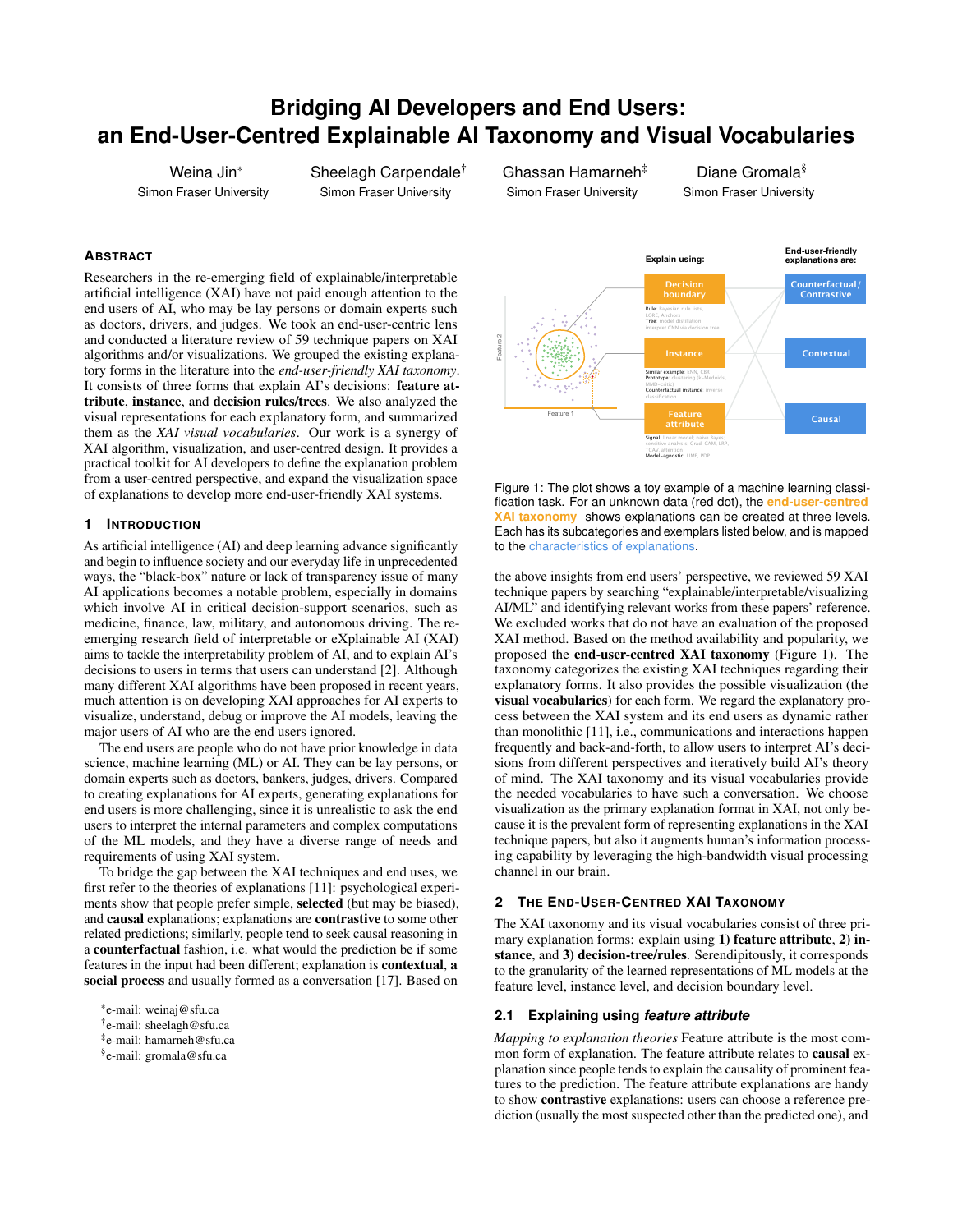# Bridging AI Developers and End Users: an End-User-Centred Explainable AI Taxonomy and Visual Vocabularies

Weina Jin* (Simon Fraser University), Sheelagh Carpendale† (Simon Fraser University), Ghassan Hamarneh‡ (Simon Fraser University), Diane Gromala§ (Simon Fraser University)

## Abstract

Researchers in the re-emerging field of explainable/interpretable artificial intelligence (XAI) have not paid enough attention to the end users of AI, who may be lay persons or domain experts such as doctors, drivers, and judges. We took an end-user-centric lens and conducted a literature review of 59 technique papers on XAI algorithms and/or visualizations. We grouped the existing explanatory forms in the literature into the *end-user-friendly XAI taxonomy*. It consists of three forms that explain AI's decisions: **feature attribute**, **instance**, and **decision rules/trees**. We also analyzed the visual representations for each explanatory form, and summarized them as the *XAI visual vocabularies*. Our work is a synergy of XAI algorithm, visualization, and user-centred design. It provides a practical toolkit for AI developers to define the explanation problem from a user-centred perspective, and expand the visualization space of explanations to develop more end-user-friendly XAI systems.

## 1 Introduction

As artificial intelligence (AI) and deep learning advance significantly and begin to influence society and our everyday life in unprecedented ways, the "black-box" nature or lack of transparency issue of many AI applications becomes a notable problem, especially in domains which involve AI in critical decision-support scenarios, such as medicine, finance, law, military, and autonomous driving. The re-emerging research field of interpretable or eXplainable AI (XAI) aims to tackle the interpretability problem of AI, and to explain AI's decisions to users in terms that users can understand [2]. Although many different XAI algorithms have been proposed in recent years, much attention is on developing XAI approaches for AI experts to visualize, understand, debug or improve the AI models, leaving the major users of AI who are the end users ignored.

The end users are people who do not have prior knowledge in data science, machine learning (ML) or AI. They can be lay persons, or domain experts such as doctors, bankers, judges, drivers. Compared to creating explanations for AI experts, generating explanations for end users is more challenging, since it is unrealistic to ask the end users to interpret the internal parameters and complex computations of the ML models, and they have a diverse range of needs and requirements of using XAI system.

To bridge the gap between the XAI techniques and end uses, we first refer to the theories of explanations [11]: psychological experiments show that people prefer simple, **selected** (but may be biased), and **causal** explanations; explanations are **contrastive** to some other related predictions; similarly, people tend to seek causal reasoning in a **counterfactual** fashion, i.e. what would the prediction be if some features in the input had been different; explanation is **contextual**, **a social process** and usually formed as a conversation [17]. Based on the above insights from end users' perspective, we reviewed 59 XAI technique papers by searching "explainable/interpretable/visualizing AI/ML" and identifying relevant works from these papers' reference. We excluded works that do not have an evaluation of the proposed XAI method. Based on the method availability and popularity, we proposed the **end-user-centred XAI taxonomy** (Figure 1). The taxonomy categorizes the existing XAI techniques regarding their explanatory forms. It also provides the possible visualization (the **visual vocabularies**) for each form. We regard the explanatory process between the XAI system and its end users as dynamic rather than monolithic [11], i.e., communications and interactions happen frequently and back-and-forth, to allow users to interpret AI's decisions from different perspectives and iteratively build AI's theory of mind. The XAI taxonomy and its visual vocabularies provide the needed vocabularies to have such a conversation. We choose visualization as the primary explanation format in XAI, not only because it is the prevalent form of representing explanations in the XAI technique papers, but also it augments human's information processing capability by leveraging the high-bandwidth visual processing channel in our brain.

Figure 1: The plot shows a toy example of a machine learning classification task. For an unknown data (red dot), the **end-user-centred XAI taxonomy** shows explanations can be created at three levels. Each has its subcategories and exemplars listed below, and is mapped to the characteristics of explanations.

## 2 The End-User-Centred XAI Taxonomy

The XAI taxonomy and its visual vocabularies consist of three primary explanation forms: explain using **1) feature attribute**, **2) instance**, and **3) decision-tree/rules**. Serendipitously, it corresponds to the granularity of the learned representations of ML models at the feature level, instance level, and decision boundary level.

### 2.1 Explaining using *feature attribute*

*Mapping to explanation theories* Feature attribute is the most common form of explanation. The feature attribute relates to **causal** explanation since people tends to explain the causality of prominent features to the prediction. The feature attribute explanations are handy to show **contrastive** explanations: users can choose a reference prediction (usually the most suspected other than the predicted one), and

*e-mail: weinaj@sfu.ca
†e-mail: sheelagh@sfu.ca
‡e-mail: hamarneh@sfu.ca
§e-mail: gromala@sfu.ca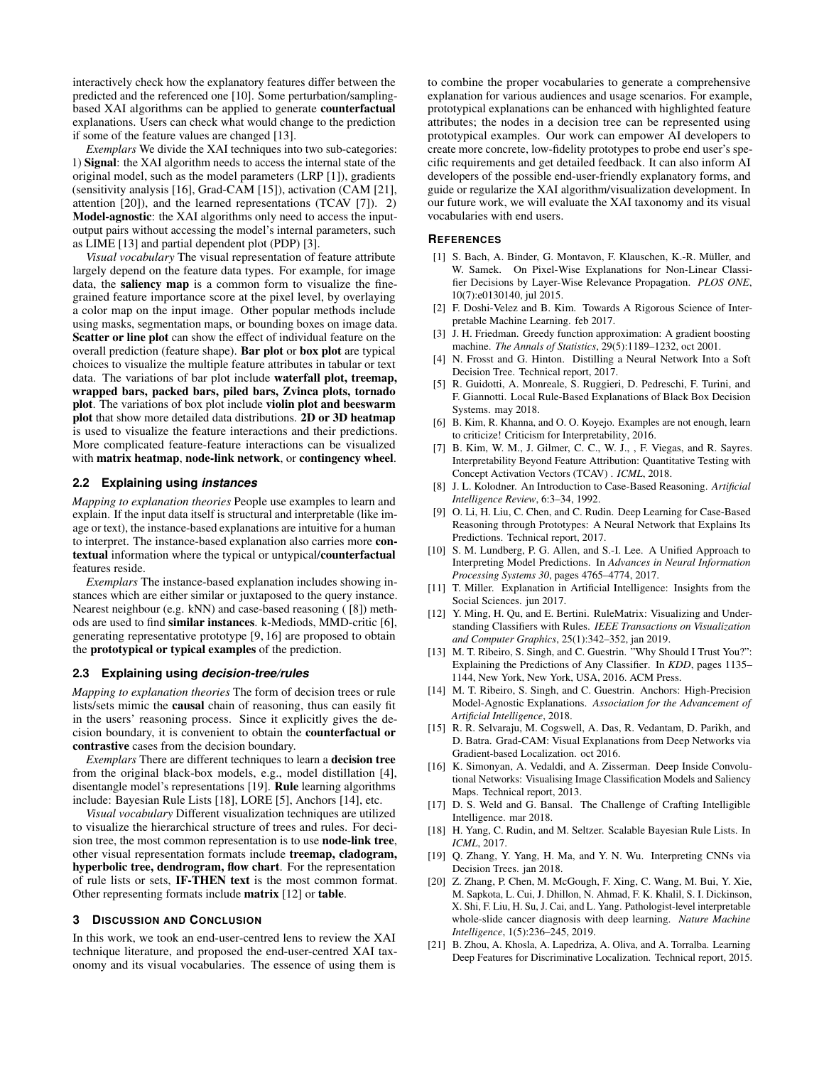interactively check how the explanatory features differ between the predicted and the referenced one [10]. Some perturbation/sampling-based XAI algorithms can be applied to generate **counterfactual** explanations. Users can check what would change to the prediction if some of the feature values are changed [13].

*Exemplars* We divide the XAI techniques into two sub-categories: 1) **Signal**: the XAI algorithm needs to access the internal state of the original model, such as the model parameters (LRP [1]), gradients (sensitivity analysis [16], Grad-CAM [15]), activation (CAM [21], attention [20]), and the learned representations (TCAV [7]). 2) **Model-agnostic**: the XAI algorithms only need to access the input-output pairs without accessing the model's internal parameters, such as LIME [13] and partial dependent plot (PDP) [3].

*Visual vocabulary* The visual representation of feature attribute largely depend on the feature data types. For example, for image data, the **saliency map** is a common form to visualize the fine-grained feature importance score at the pixel level, by overlaying a color map on the input image. Other popular methods include using masks, segmentation maps, or bounding boxes on image data. **Scatter or line plot** can show the effect of individual feature on the overall prediction (feature shape). **Bar plot** or **box plot** are typical choices to visualize the multiple feature attributes in tabular or text data. The variations of bar plot include **waterfall plot, treemap, wrapped bars, packed bars, piled bars, Zvinca plots, tornado plot**. The variations of box plot include **violin plot and beeswarm plot** that show more detailed data distributions. **2D or 3D heatmap** is used to visualize the feature interactions and their predictions. More complicated feature-feature interactions can be visualized with **matrix heatmap**, **node-link network**, or **contingency wheel**.

### 2.2 Explaining using *instances*

*Mapping to explanation theories* People use examples to learn and explain. If the input data itself is structural and interpretable (like image or text), the instance-based explanations are intuitive for a human to interpret. The instance-based explanation also carries more **contextual** information where the typical or untypical/**counterfactual** features reside.

*Exemplars* The instance-based explanation includes showing instances which are either similar or juxtaposed to the query instance. Nearest neighbour (e.g. kNN) and case-based reasoning ( [8]) methods are used to find **similar instances**. k-Mediods, MMD-critic [6], generating representative prototype [9, 16] are proposed to obtain the **prototypical or typical examples** of the prediction.

### 2.3 Explaining using *decision-tree/rules*

*Mapping to explanation theories* The form of decision trees or rule lists/sets mimic the **causal** chain of reasoning, thus can easily fit in the users' reasoning process. Since it explicitly gives the decision boundary, it is convenient to obtain the **counterfactual or contrastive** cases from the decision boundary.

*Exemplars* There are different techniques to learn a **decision tree** from the original black-box models, e.g., model distillation [4], disentangle model's representations [19]. **Rule** learning algorithms include: Bayesian Rule Lists [18], LORE [5], Anchors [14], etc.

*Visual vocabulary* Different visualization techniques are utilized to visualize the hierarchical structure of trees and rules. For decision tree, the most common representation is to use **node-link tree**, other visual representation formats include **treemap, cladogram, hyperbolic tree, dendrogram, flow chart**. For the representation of rule lists or sets, **IF-THEN text** is the most common format. Other representing formats include **matrix** [12] or **table**.

## 3 Discussion and Conclusion

In this work, we took an end-user-centred lens to review the XAI technique literature, and proposed the end-user-centred XAI taxonomy and its visual vocabularies. The essence of using them is to combine the proper vocabularies to generate a comprehensive explanation for various audiences and usage scenarios. For example, prototypical explanations can be enhanced with highlighted feature attributes; the nodes in a decision tree can be represented using prototypical examples. Our work can empower AI developers to create more concrete, low-fidelity prototypes to probe end user's specific requirements and get detailed feedback. It can also inform AI developers of the possible end-user-friendly explanatory forms, and guide or regularize the XAI algorithm/visualization development. In our future work, we will evaluate the XAI taxonomy and its visual vocabularies with end users.

## References

[1] S. Bach, A. Binder, G. Montavon, F. Klauschen, K.-R. Müller, and W. Samek. On Pixel-Wise Explanations for Non-Linear Classifier Decisions by Layer-Wise Relevance Propagation. *PLOS ONE*, 10(7):e0130140, jul 2015.

[2] F. Doshi-Velez and B. Kim. Towards A Rigorous Science of Interpretable Machine Learning. feb 2017.

[3] J. H. Friedman. Greedy function approximation: A gradient boosting machine. *The Annals of Statistics*, 29(5):1189–1232, oct 2001.

[4] N. Frosst and G. Hinton. Distilling a Neural Network Into a Soft Decision Tree. Technical report, 2017.

[5] R. Guidotti, A. Monreale, S. Ruggieri, D. Pedreschi, F. Turini, and F. Giannotti. Local Rule-Based Explanations of Black Box Decision Systems. may 2018.

[6] B. Kim, R. Khanna, and O. O. Koyejo. Examples are not enough, learn to criticize! Criticism for Interpretability, 2016.

[7] B. Kim, W. M., J. Gilmer, C. C., W. J., , F. Viegas, and R. Sayres. Interpretability Beyond Feature Attribution: Quantitative Testing with Concept Activation Vectors (TCAV) . *ICML*, 2018.

[8] J. L. Kolodner. An Introduction to Case-Based Reasoning. *Artificial Intelligence Review*, 6:3–34, 1992.

[9] O. Li, H. Liu, C. Chen, and C. Rudin. Deep Learning for Case-Based Reasoning through Prototypes: A Neural Network that Explains Its Predictions. Technical report, 2017.

[10] S. M. Lundberg, P. G. Allen, and S.-I. Lee. A Unified Approach to Interpreting Model Predictions. In *Advances in Neural Information Processing Systems 30*, pages 4765–4774, 2017.

[11] T. Miller. Explanation in Artificial Intelligence: Insights from the Social Sciences. jun 2017.

[12] Y. Ming, H. Qu, and E. Bertini. RuleMatrix: Visualizing and Understanding Classifiers with Rules. *IEEE Transactions on Visualization and Computer Graphics*, 25(1):342–352, jan 2019.

[13] M. T. Ribeiro, S. Singh, and C. Guestrin. "Why Should I Trust You?": Explaining the Predictions of Any Classifier. In *KDD*, pages 1135–1144, New York, New York, USA, 2016. ACM Press.

[14] M. T. Ribeiro, S. Singh, and C. Guestrin. Anchors: High-Precision Model-Agnostic Explanations. *Association for the Advancement of Artificial Intelligence*, 2018.

[15] R. R. Selvaraju, M. Cogswell, A. Das, R. Vedantam, D. Parikh, and D. Batra. Grad-CAM: Visual Explanations from Deep Networks via Gradient-based Localization. oct 2016.

[16] K. Simonyan, A. Vedaldi, and A. Zisserman. Deep Inside Convolutional Networks: Visualising Image Classification Models and Saliency Maps. Technical report, 2013.

[17] D. S. Weld and G. Bansal. The Challenge of Crafting Intelligible Intelligence. mar 2018.

[18] H. Yang, C. Rudin, and M. Seltzer. Scalable Bayesian Rule Lists. In *ICML*, 2017.

[19] Q. Zhang, Y. Yang, H. Ma, and Y. N. Wu. Interpreting CNNs via Decision Trees. jan 2018.

[20] Z. Zhang, P. Chen, M. McGough, F. Xing, C. Wang, M. Bui, Y. Xie, M. Sapkota, L. Cui, J. Dhillon, N. Ahmad, F. K. Khalil, S. I. Dickinson, X. Shi, F. Liu, H. Su, J. Cai, and L. Yang. Pathologist-level interpretable whole-slide cancer diagnosis with deep learning. *Nature Machine Intelligence*, 1(5):236–245, 2019.

[21] B. Zhou, A. Khosla, A. Lapedriza, A. Oliva, and A. Torralba. Learning Deep Features for Discriminative Localization. Technical report, 2015.